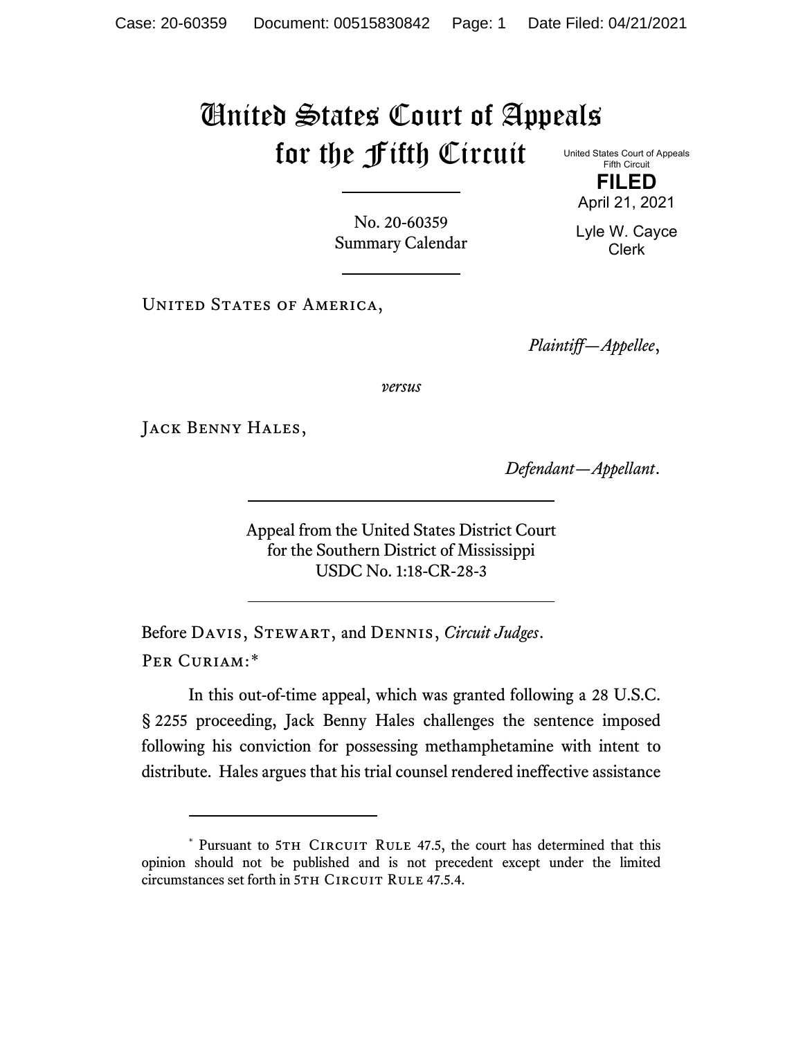# United States Court of Appeals for the Fifth Circuit

United States Court of Appeals
Fifth Circuit

**FILED**

April 21, 2021

Lyle W. Cayce
Clerk

No. 20-60359
Summary Calendar

United States of America,

*Plaintiff—Appellee*,

*versus*

Jack Benny Hales,

*Defendant—Appellant*.

Appeal from the United States District Court
for the Southern District of Mississippi
USDC No. 1:18-CR-28-3

Before Davis, Stewart, and Dennis, *Circuit Judges*.

Per Curiam:*

In this out-of-time appeal, which was granted following a 28 U.S.C. § 2255 proceeding, Jack Benny Hales challenges the sentence imposed following his conviction for possessing methamphetamine with intent to distribute. Hales argues that his trial counsel rendered ineffective assistance

---

* Pursuant to 5th Circuit Rule 47.5, the court has determined that this opinion should not be published and is not precedent except under the limited circumstances set forth in 5th Circuit Rule 47.5.4.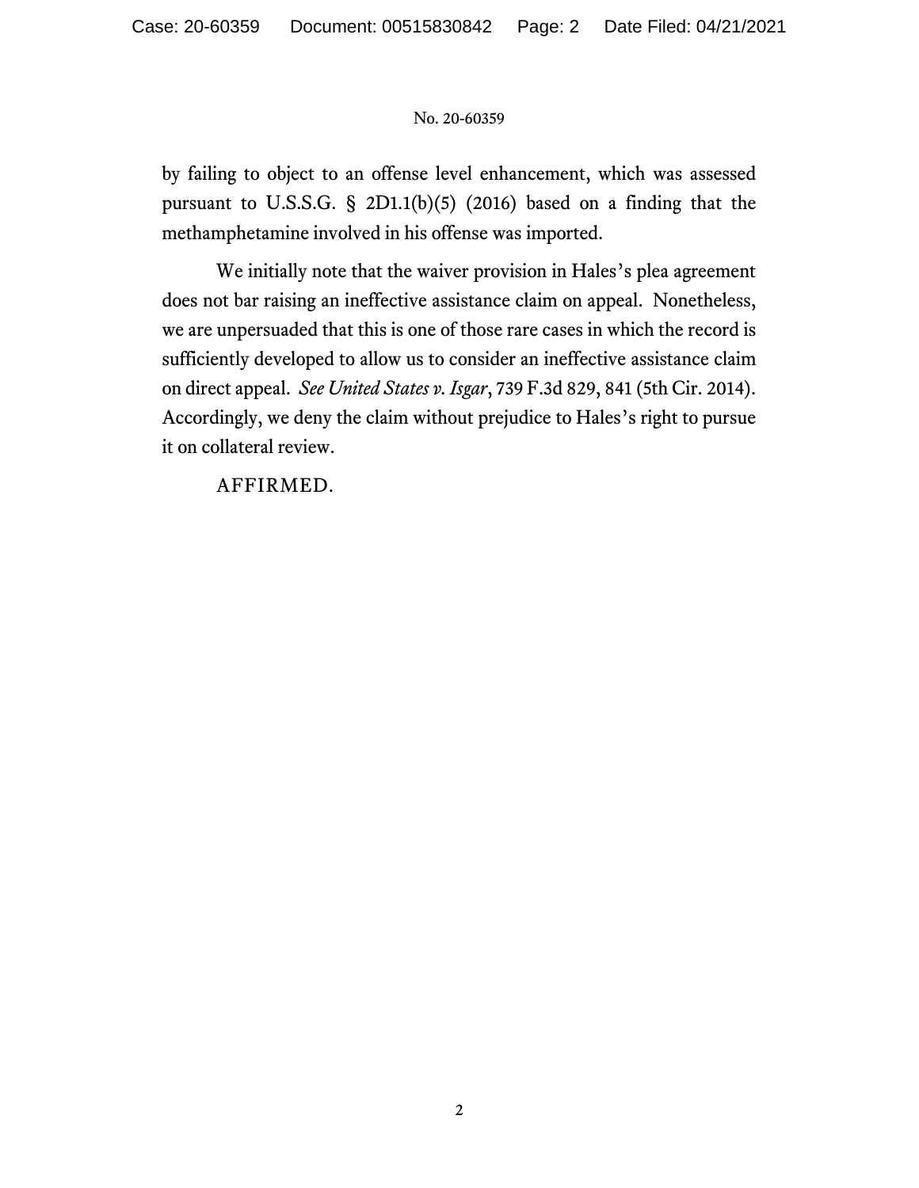by failing to object to an offense level enhancement, which was assessed pursuant to U.S.S.G. § 2D1.1(b)(5) (2016) based on a finding that the methamphetamine involved in his offense was imported.

We initially note that the waiver provision in Hales's plea agreement does not bar raising an ineffective assistance claim on appeal. Nonetheless, we are unpersuaded that this is one of those rare cases in which the record is sufficiently developed to allow us to consider an ineffective assistance claim on direct appeal. *See United States v. Isgar*, 739 F.3d 829, 841 (5th Cir. 2014). Accordingly, we deny the claim without prejudice to Hales's right to pursue it on collateral review.

AFFIRMED.